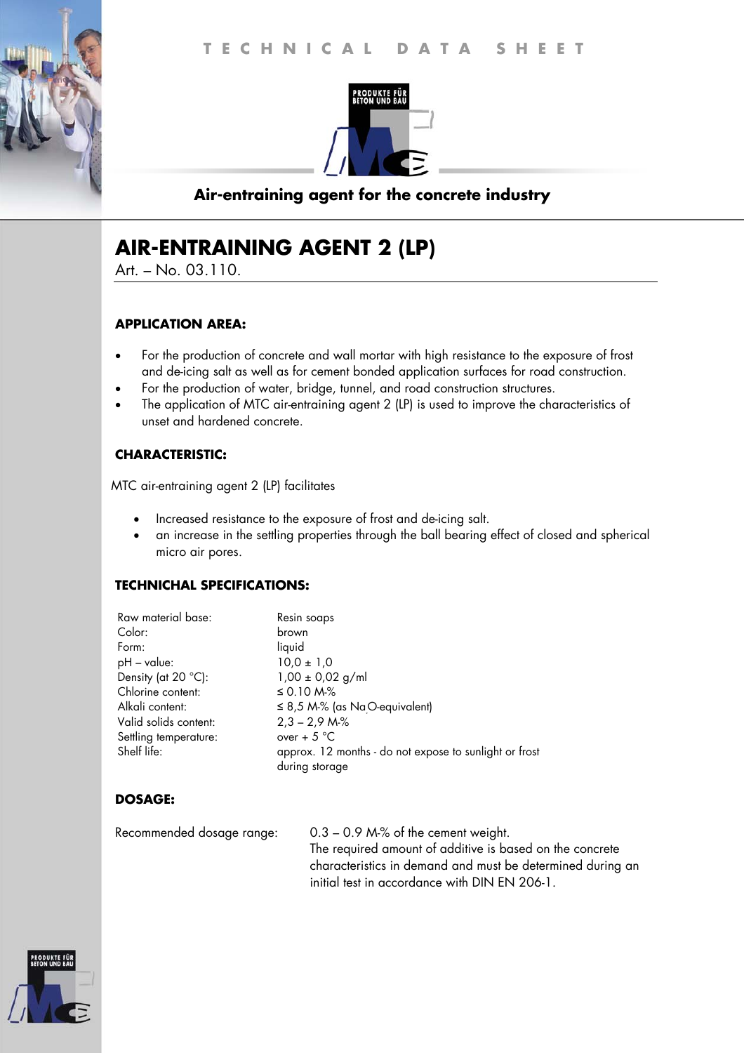TECHNICAL DATA SHEET

PRODUKTE FÜR BETON UND BAU

**Air-entraining agent for the concrete industry**

# AIR-ENTRAINING AGENT 2 (LP)

Art. – No. 03.110.

### APPLICATION AREA:

- For the production of concrete and wall mortar with high resistance to the exposure of frost and de-icing salt as well as for cement bonded application surfaces for road construction.
- For the production of water, bridge, tunnel, and road construction structures.
- The application of MTC air-entraining agent 2 (LP) is used to improve the characteristics of unset and hardened concrete.

### CHARACTERISTIC:

MTC air-entraining agent 2 (LP) facilitates

- Increased resistance to the exposure of frost and de-icing salt.
- an increase in the settling properties through the ball bearing effect of closed and spherical micro air pores.

### TECHNICHAL SPECIFICATIONS:

| | |
|---|---|
| Raw material base: | Resin soaps |
| Color: | brown |
| Form: | liquid |
| pH – value: | 10,0 ± 1,0 |
| Density (at 20 °C): | 1,00 ± 0,02 g/ml |
| Chlorine content: | ≤ 0.10 M-% |
| Alkali content: | ≤ 8,5 M-% (as $Na_2O$-equivalent) |
| Valid solids content: | 2,3 – 2,9 M-% |
| Settling temperature: | over + 5 °C |
| Shelf life: | approx. 12 months - do not expose to sunlight or frost during storage |

### DOSAGE:

| | |
|---|---|
| Recommended dosage range: | 0.3 – 0.9 M-% of the cement weight. The required amount of additive is based on the concrete characteristics in demand and must be determined during an initial test in accordance with DIN EN 206-1. |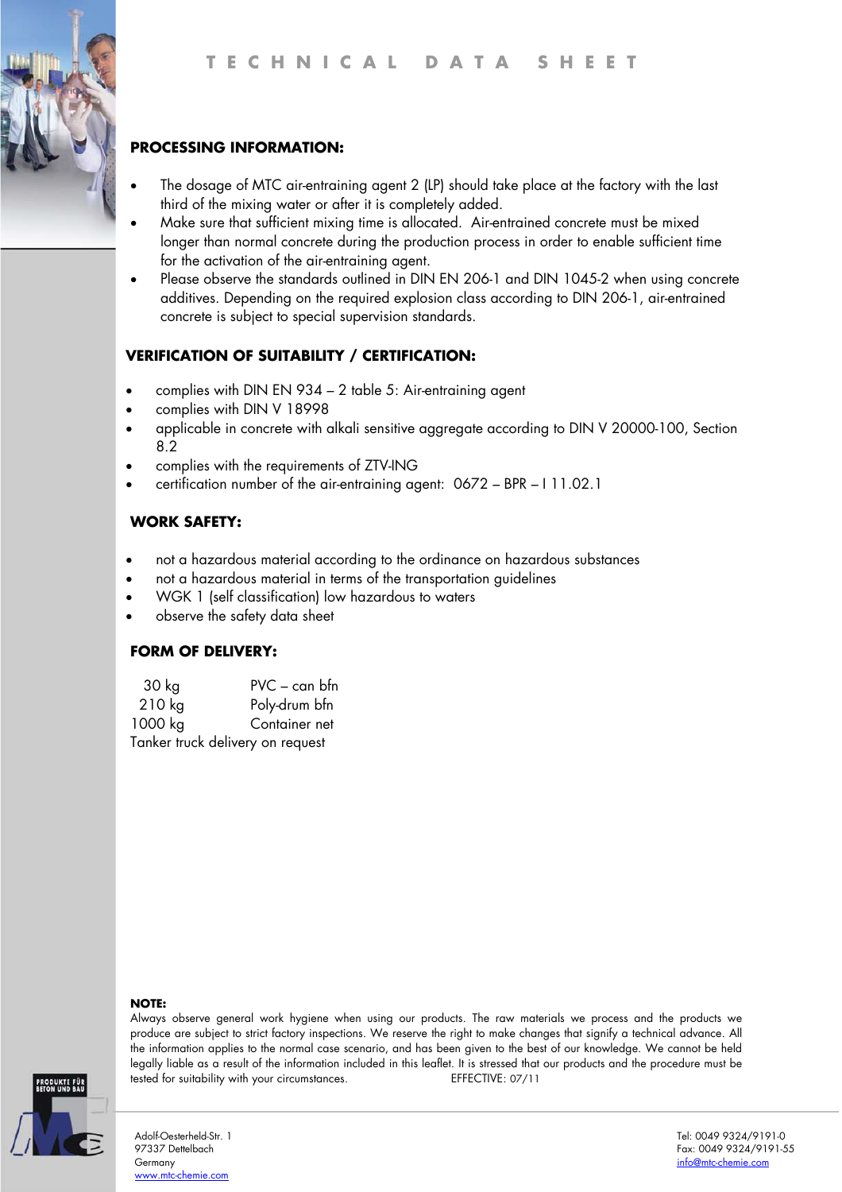# TECHNICAL DATA SHEET

## PROCESSING INFORMATION:

- The dosage of MTC air-entraining agent 2 (LP) should take place at the factory with the last third of the mixing water or after it is completely added.
- Make sure that sufficient mixing time is allocated. Air-entrained concrete must be mixed longer than normal concrete during the production process in order to enable sufficient time for the activation of the air-entraining agent.
- Please observe the standards outlined in DIN EN 206-1 and DIN 1045-2 when using concrete additives. Depending on the required explosion class according to DIN 206-1, air-entrained concrete is subject to special supervision standards.

## VERIFICATION OF SUITABILITY / CERTIFICATION:

- complies with DIN EN 934 – 2 table 5: Air-entraining agent
- complies with DIN V 18998
- applicable in concrete with alkali sensitive aggregate according to DIN V 20000-100, Section 8.2
- complies with the requirements of ZTV-ING
- certification number of the air-entraining agent: 0672 – BPR – I 11.02.1

## WORK SAFETY:

- not a hazardous material according to the ordinance on hazardous substances
- not a hazardous material in terms of the transportation guidelines
- WGK 1 (self classification) low hazardous to waters
- observe the safety data sheet

## FORM OF DELIVERY:

| | |
|---|---|
| 30 kg | PVC – can bfn |
| 210 kg | Poly-drum bfn |
| 1000 kg | Container net |

Tanker truck delivery on request

**NOTE:**
Always observe general work hygiene when using our products. The raw materials we process and the products we produce are subject to strict factory inspections. We reserve the right to make changes that signify a technical advance. All the information applies to the normal case scenario, and has been given to the best of our knowledge. We cannot be held legally liable as a result of the information included in this leaflet. It is stressed that our products and the procedure must be tested for suitability with your circumstances. EFFECTIVE: 07/11

PRODUKTE FÜR BETON UND BAU

Adolf-Oesterheld-Str. 1
97337 Dettelbach
Germany
www.mtc-chemie.com

Tel: 0049 9324/9191-0
Fax: 0049 9324/9191-55
info@mtc-chemie.com